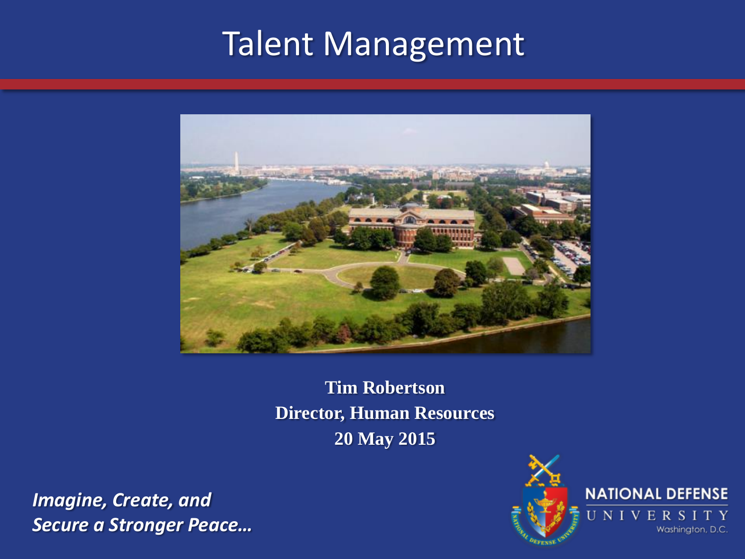# Talent Management

**Tim Robertson**
**Director, Human Resources**
**20 May 2015**

***Imagine, Create, and Secure a Stronger Peace…***

NATIONAL DEFENSE UNIVERSITY
Washington, D.C.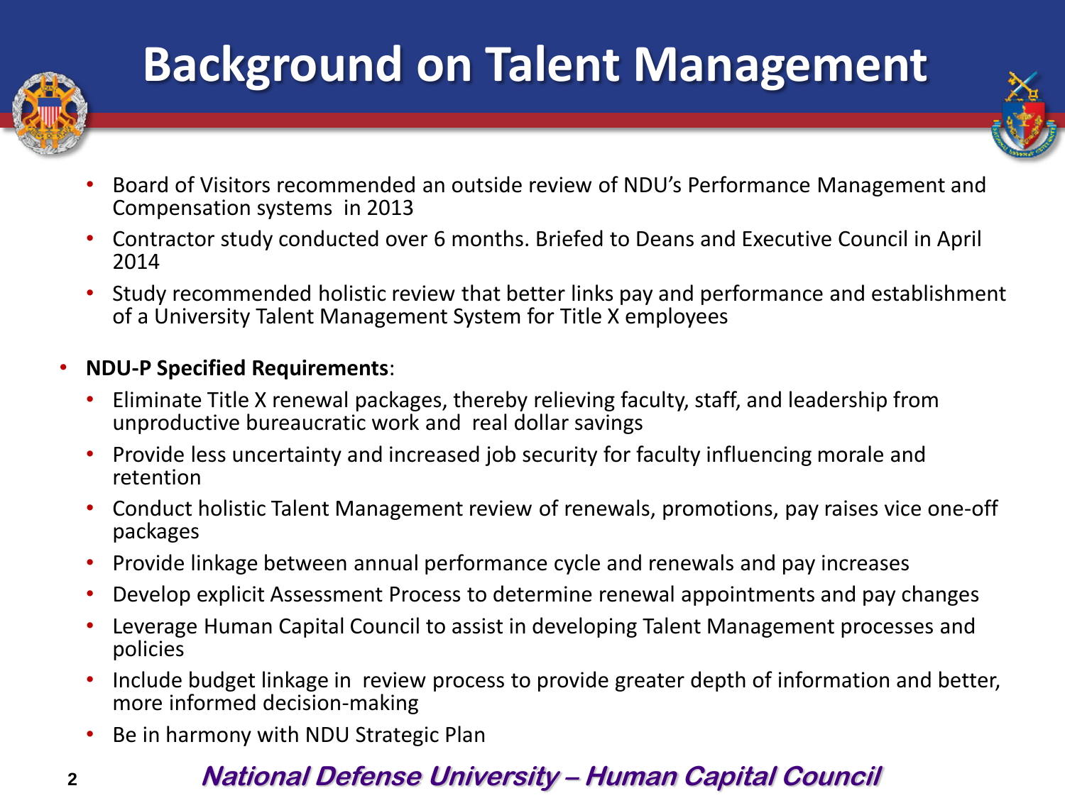# Background on Talent Management

- Board of Visitors recommended an outside review of NDU's Performance Management and Compensation systems in 2013
- Contractor study conducted over 6 months. Briefed to Deans and Executive Council in April 2014
- Study recommended holistic review that better links pay and performance and establishment of a University Talent Management System for Title X employees

- **NDU-P Specified Requirements**:
  - Eliminate Title X renewal packages, thereby relieving faculty, staff, and leadership from unproductive bureaucratic work and real dollar savings
  - Provide less uncertainty and increased job security for faculty influencing morale and retention
  - Conduct holistic Talent Management review of renewals, promotions, pay raises vice one-off packages
  - Provide linkage between annual performance cycle and renewals and pay increases
  - Develop explicit Assessment Process to determine renewal appointments and pay changes
  - Leverage Human Capital Council to assist in developing Talent Management processes and policies
  - Include budget linkage in review process to provide greater depth of information and better, more informed decision-making
  - Be in harmony with NDU Strategic Plan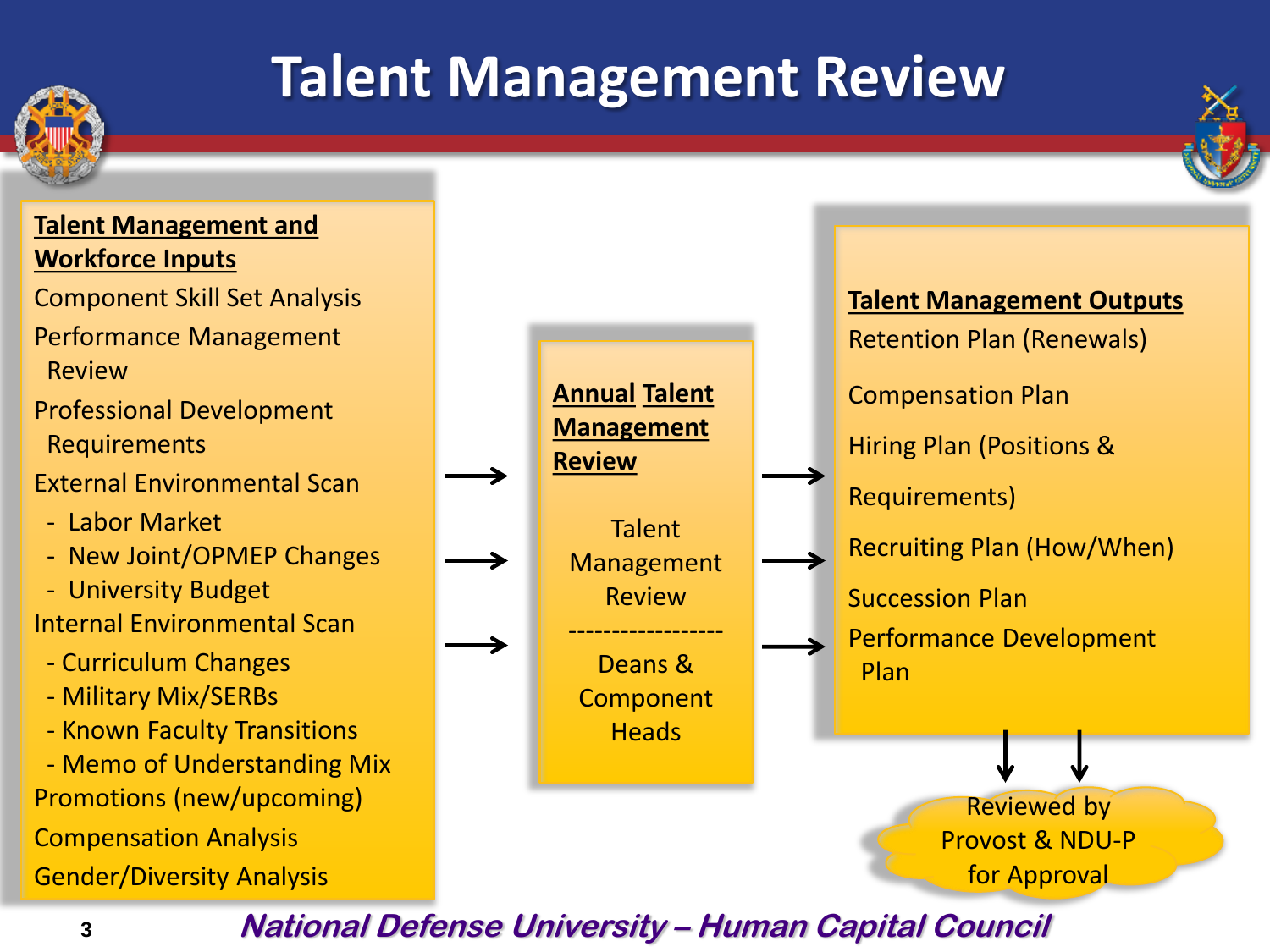# Talent Management Review

**Talent Management and Workforce Inputs**

- Component Skill Set Analysis
- Performance Management Review
- Professional Development Requirements
- External Environmental Scan
  - Labor Market
  - New Joint/OPMEP Changes
  - University Budget
- Internal Environmental Scan
  - Curriculum Changes
  - Military Mix/SERBs
  - Known Faculty Transitions
  - Memo of Understanding Mix
- Promotions (new/upcoming)
- Compensation Analysis
- Gender/Diversity Analysis

→

**Annual Talent Management Review**

Talent Management Review

------------------

Deans & Component Heads

→

**Talent Management Outputs**

- Retention Plan (Renewals)
- Compensation Plan
- Hiring Plan (Positions & Requirements)
- Recruiting Plan (How/When)
- Succession Plan
- Performance Development Plan

↓

Reviewed by Provost & NDU-P for Approval

*National Defense University – Human Capital Council*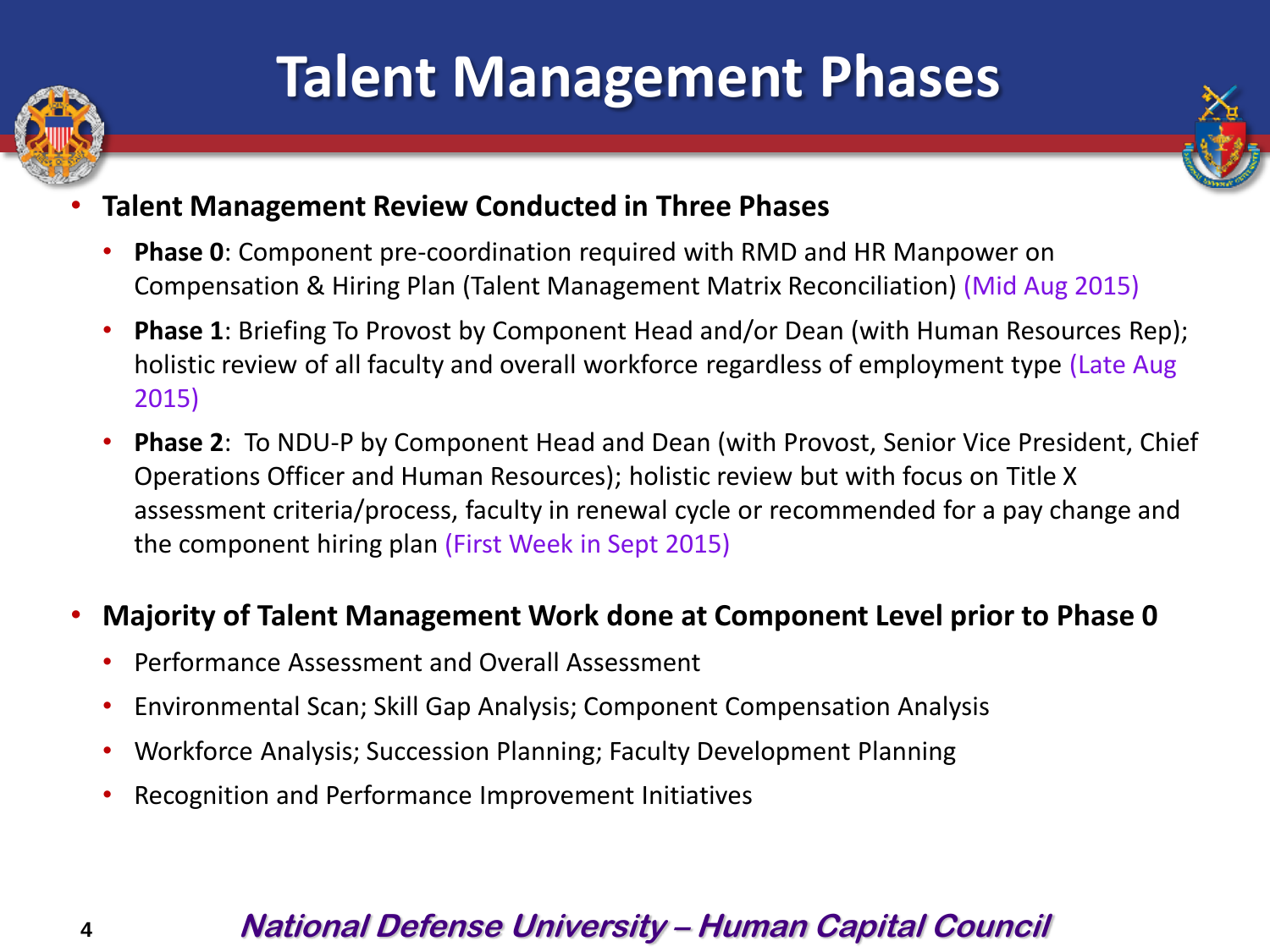# Talent Management Phases

- **Talent Management Review Conducted in Three Phases**
  - **Phase 0**: Component pre-coordination required with RMD and HR Manpower on Compensation & Hiring Plan (Talent Management Matrix Reconciliation) (Mid Aug 2015)
  - **Phase 1**: Briefing To Provost by Component Head and/or Dean (with Human Resources Rep); holistic review of all faculty and overall workforce regardless of employment type (Late Aug 2015)
  - **Phase 2**: To NDU-P by Component Head and Dean (with Provost, Senior Vice President, Chief Operations Officer and Human Resources); holistic review but with focus on Title X assessment criteria/process, faculty in renewal cycle or recommended for a pay change and the component hiring plan (First Week in Sept 2015)
- **Majority of Talent Management Work done at Component Level prior to Phase 0**
  - Performance Assessment and Overall Assessment
  - Environmental Scan; Skill Gap Analysis; Component Compensation Analysis
  - Workforce Analysis; Succession Planning; Faculty Development Planning
  - Recognition and Performance Improvement Initiatives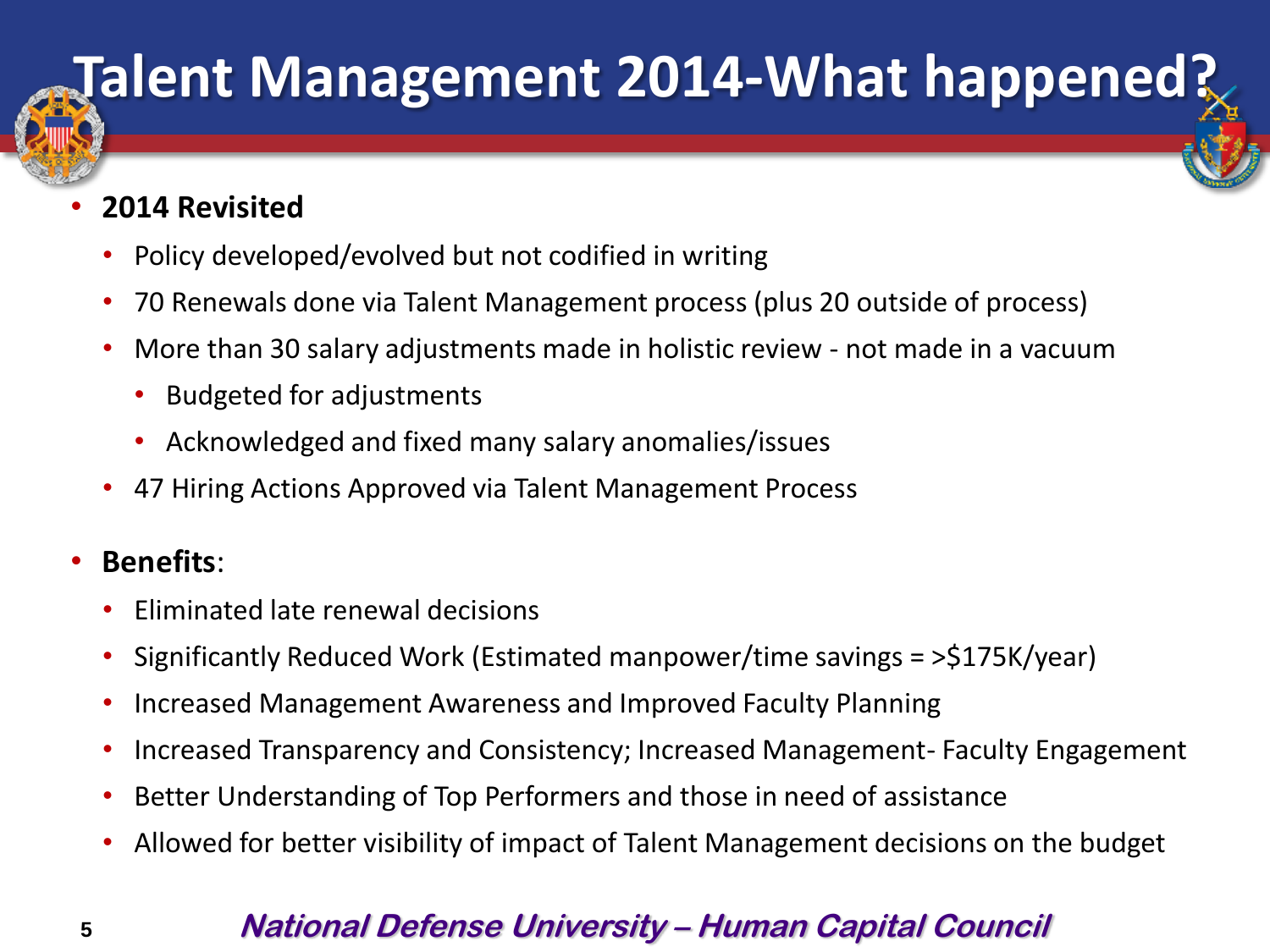# Talent Management 2014-What happened?

- **2014 Revisited**
  - Policy developed/evolved but not codified in writing
  - 70 Renewals done via Talent Management process (plus 20 outside of process)
  - More than 30 salary adjustments made in holistic review - not made in a vacuum
    - Budgeted for adjustments
    - Acknowledged and fixed many salary anomalies/issues
  - 47 Hiring Actions Approved via Talent Management Process

- **Benefits**:
  - Eliminated late renewal decisions
  - Significantly Reduced Work (Estimated manpower/time savings = >$175K/year)
  - Increased Management Awareness and Improved Faculty Planning
  - Increased Transparency and Consistency; Increased Management- Faculty Engagement
  - Better Understanding of Top Performers and those in need of assistance
  - Allowed for better visibility of impact of Talent Management decisions on the budget

***National Defense University – Human Capital Council***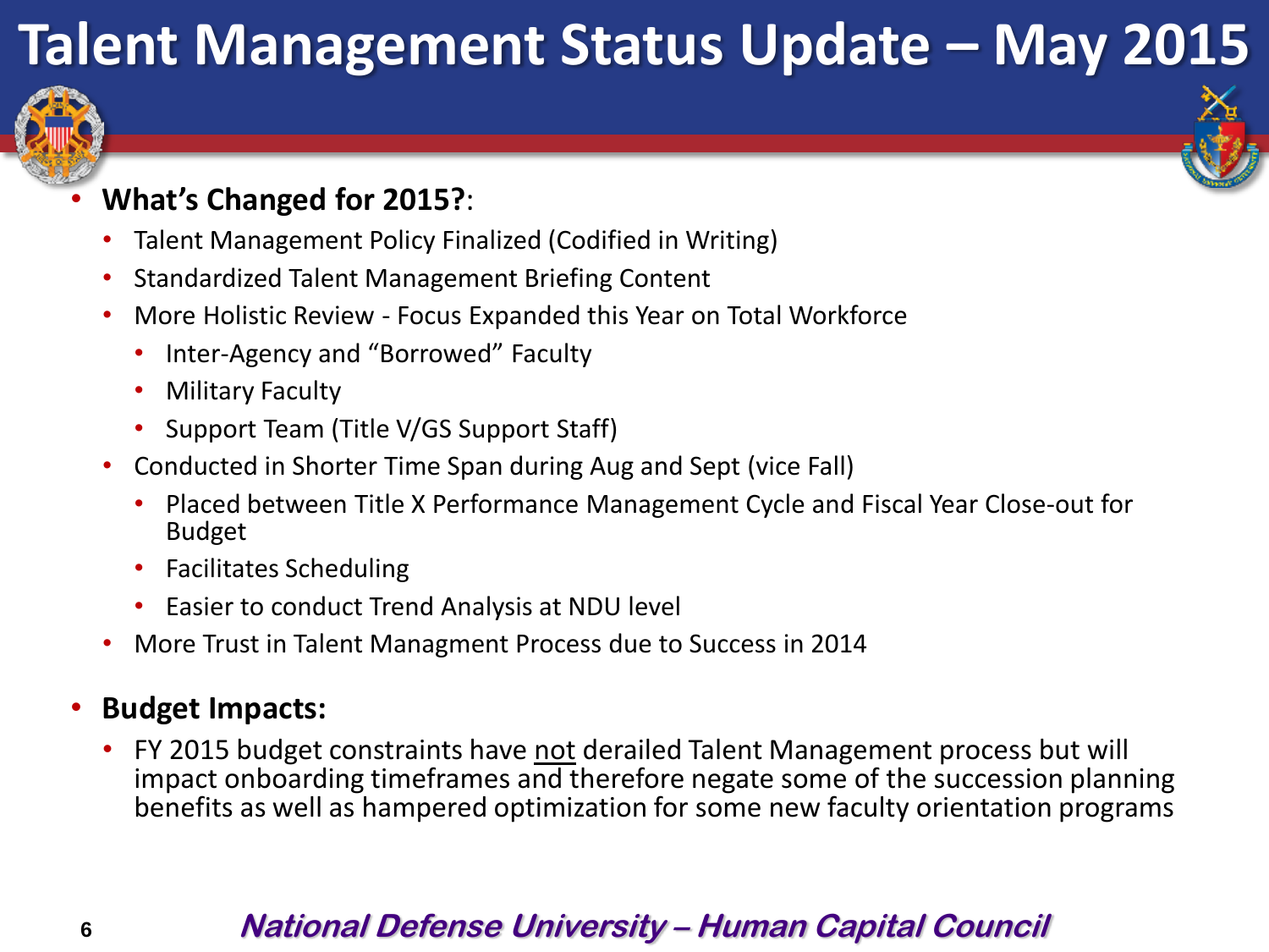# Talent Management Status Update – May 2015

- **What's Changed for 2015?**:
  - Talent Management Policy Finalized (Codified in Writing)
  - Standardized Talent Management Briefing Content
  - More Holistic Review - Focus Expanded this Year on Total Workforce
    - Inter-Agency and "Borrowed" Faculty
    - Military Faculty
    - Support Team (Title V/GS Support Staff)
  - Conducted in Shorter Time Span during Aug and Sept (vice Fall)
    - Placed between Title X Performance Management Cycle and Fiscal Year Close-out for Budget
    - Facilitates Scheduling
    - Easier to conduct Trend Analysis at NDU level
  - More Trust in Talent Managment Process due to Success in 2014

- **Budget Impacts:**
  - FY 2015 budget constraints have not derailed Talent Management process but will impact onboarding timeframes and therefore negate some of the succession planning benefits as well as hampered optimization for some new faculty orientation programs

*National Defense University – Human Capital Council*